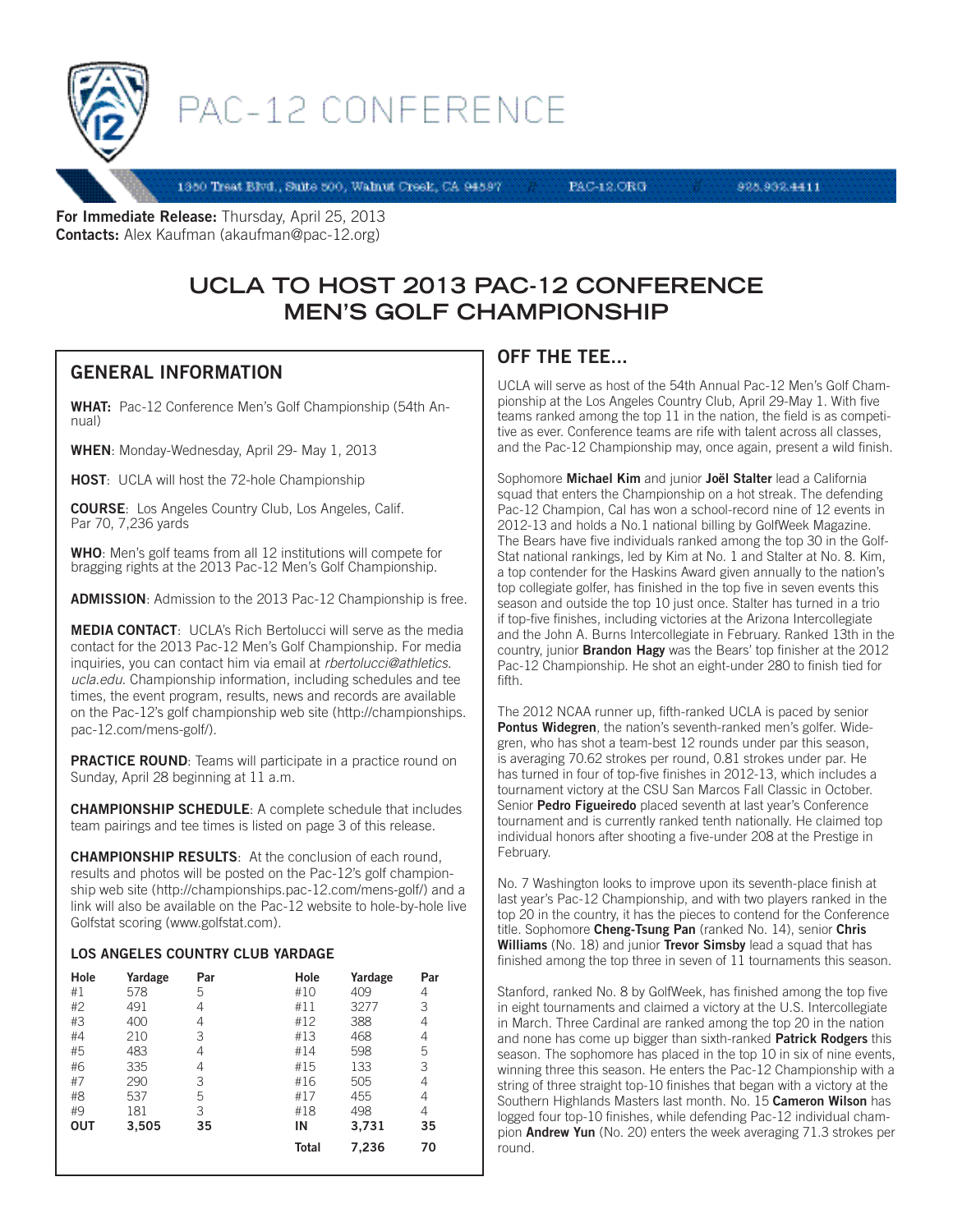# PAC-12 CONFERENCE

1350 Treat Blvd., Suite 500, Walnut Creek, CA 94597 // PAC-12.ORG // 925.932.4411

**For Immediate Release:** Thursday, April 25, 2013
**Contacts:** Alex Kaufman (akaufman@pac-12.org)

# UCLA TO HOST 2013 PAC-12 CONFERENCE MEN'S GOLF CHAMPIONSHIP

## GENERAL INFORMATION

**WHAT:** Pac-12 Conference Men's Golf Championship (54th Annual)

**WHEN**: Monday-Wednesday, April 29- May 1, 2013

**HOST**: UCLA will host the 72-hole Championship

**COURSE**: Los Angeles Country Club, Los Angeles, Calif. Par 70, 7,236 yards

**WHO**: Men's golf teams from all 12 institutions will compete for bragging rights at the 2013 Pac-12 Men's Golf Championship.

**ADMISSION**: Admission to the 2013 Pac-12 Championship is free.

**MEDIA CONTACT**: UCLA's Rich Bertolucci will serve as the media contact for the 2013 Pac-12 Men's Golf Championship. For media inquiries, you can contact him via email at *rbertolucci@athletics.ucla.edu.* Championship information, including schedules and tee times, the event program, results, news and records are available on the Pac-12's golf championship web site (http://championships.pac-12.com/mens-golf/).

**PRACTICE ROUND**: Teams will participate in a practice round on Sunday, April 28 beginning at 11 a.m.

**CHAMPIONSHIP SCHEDULE**: A complete schedule that includes team pairings and tee times is listed on page 3 of this release.

**CHAMPIONSHIP RESULTS**: At the conclusion of each round, results and photos will be posted on the Pac-12's golf championship web site (http://championships.pac-12.com/mens-golf/) and a link will also be available on the Pac-12 website to hole-by-hole live Golfstat scoring (www.golfstat.com).

### LOS ANGELES COUNTRY CLUB YARDAGE

| Hole | Yardage | Par | Hole | Yardage | Par |
|---|---|---|---|---|---|
| #1 | 578 | 5 | #10 | 409 | 4 |
| #2 | 491 | 4 | #11 | 3277 | 3 |
| #3 | 400 | 4 | #12 | 388 | 4 |
| #4 | 210 | 3 | #13 | 468 | 4 |
| #5 | 483 | 4 | #14 | 598 | 5 |
| #6 | 335 | 4 | #15 | 133 | 3 |
| #7 | 290 | 3 | #16 | 505 | 4 |
| #8 | 537 | 5 | #17 | 455 | 4 |
| #9 | 181 | 3 | #18 | 498 | 4 |
| **OUT** | **3,505** | **35** | **IN** | **3,731** | **35** |
| | | | **Total** | **7,236** | **70** |

## OFF THE TEE...

UCLA will serve as host of the 54th Annual Pac-12 Men's Golf Championship at the Los Angeles Country Club, April 29-May 1. With five teams ranked among the top 11 in the nation, the field is as competitive as ever. Conference teams are rife with talent across all classes, and the Pac-12 Championship may, once again, present a wild finish.

Sophomore **Michael Kim** and junior **Joël Stalter** lead a California squad that enters the Championship on a hot streak. The defending Pac-12 Champion, Cal has won a school-record nine of 12 events in 2012-13 and holds a No.1 national billing by GolfWeek Magazine. The Bears have five individuals ranked among the top 30 in the GolfStat national rankings, led by Kim at No. 1 and Stalter at No. 8. Kim, a top contender for the Haskins Award given annually to the nation's top collegiate golfer, has finished in the top five in seven events this season and outside the top 10 just once. Stalter has turned in a trio if top-five finishes, including victories at the Arizona Intercollegiate and the John A. Burns Intercollegiate in February. Ranked 13th in the country, junior **Brandon Hagy** was the Bears' top finisher at the 2012 Pac-12 Championship. He shot an eight-under 280 to finish tied for fifth.

The 2012 NCAA runner up, fifth-ranked UCLA is paced by senior **Pontus Widegren**, the nation's seventh-ranked men's golfer. Widegren, who has shot a team-best 12 rounds under par this season, is averaging 70.62 strokes per round, 0.81 strokes under par. He has turned in four of top-five finishes in 2012-13, which includes a tournament victory at the CSU San Marcos Fall Classic in October. Senior **Pedro Figueiredo** placed seventh at last year's Conference tournament and is currently ranked tenth nationally. He claimed top individual honors after shooting a five-under 208 at the Prestige in February.

No. 7 Washington looks to improve upon its seventh-place finish at last year's Pac-12 Championship, and with two players ranked in the top 20 in the country, it has the pieces to contend for the Conference title. Sophomore **Cheng-Tsung Pan** (ranked No. 14), senior **Chris Williams** (No. 18) and junior **Trevor Simsby** lead a squad that has finished among the top three in seven of 11 tournaments this season.

Stanford, ranked No. 8 by GolfWeek, has finished among the top five in eight tournaments and claimed a victory at the U.S. Intercollegiate in March. Three Cardinal are ranked among the top 20 in the nation and none has come up bigger than sixth-ranked **Patrick Rodgers** this season. The sophomore has placed in the top 10 in six of nine events, winning three this season. He enters the Pac-12 Championship with a string of three straight top-10 finishes that began with a victory at the Southern Highlands Masters last month. No. 15 **Cameron Wilson** has logged four top-10 finishes, while defending Pac-12 individual champion **Andrew Yun** (No. 20) enters the week averaging 71.3 strokes per round.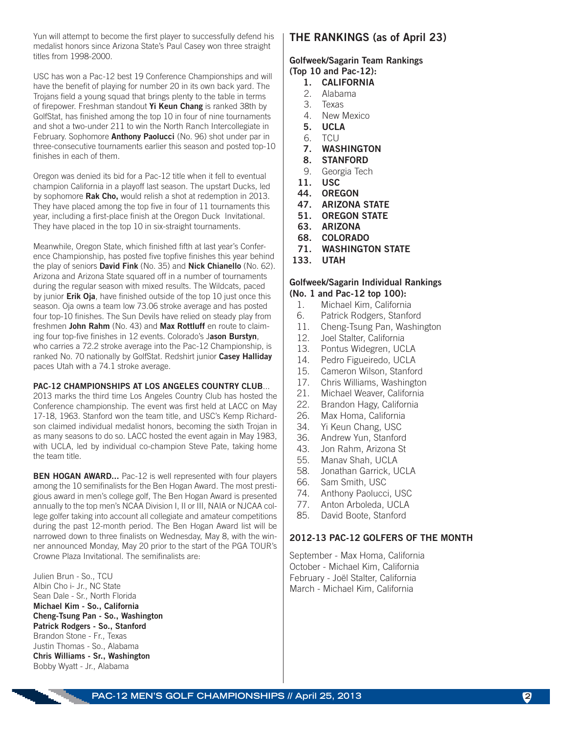Yun will attempt to become the first player to successfully defend his medalist honors since Arizona State's Paul Casey won three straight titles from 1998-2000.

USC has won a Pac-12 best 19 Conference Championships and will have the benefit of playing for number 20 in its own back yard. The Trojans field a young squad that brings plenty to the table in terms of firepower. Freshman standout **Yi Keun Chang** is ranked 38th by GolfStat, has finished among the top 10 in four of nine tournaments and shot a two-under 211 to win the North Ranch Intercollegiate in February. Sophomore **Anthony Paolucci** (No. 96) shot under par in three-consecutive tournaments earlier this season and posted top-10 finishes in each of them.

Oregon was denied its bid for a Pac-12 title when it fell to eventual champion California in a playoff last season. The upstart Ducks, led by sophomore **Rak Cho,** would relish a shot at redemption in 2013. They have placed among the top five in four of 11 tournaments this year, including a first-place finish at the Oregon Duck Invitational. They have placed in the top 10 in six-straight tournaments.

Meanwhile, Oregon State, which finished fifth at last year's Conference Championship, has posted five topfive finishes this year behind the play of seniors **David Fink** (No. 35) and **Nick Chianello** (No. 62). Arizona and Arizona State squared off in a number of tournaments during the regular season with mixed results. The Wildcats, paced by junior **Erik Oja**, have finished outside of the top 10 just once this season. Oja owns a team low 73.06 stroke average and has posted four top-10 finishes. The Sun Devils have relied on steady play from freshmen **John Rahm** (No. 43) and **Max Rottluff** en route to claiming four top-five finishes in 12 events. Colorado's J**ason Burstyn**, who carries a 72.2 stroke average into the Pac-12 Championship, is ranked No. 70 nationally by GolfStat. Redshirt junior **Casey Halliday** paces Utah with a 74.1 stroke average.

**PAC-12 CHAMPIONSHIPS AT LOS ANGELES COUNTRY CLUB**...
2013 marks the third time Los Angeles Country Club has hosted the Conference championship. The event was first held at LACC on May 17-18, 1963. Stanford won the team title, and USC's Kemp Richardson claimed individual medalist honors, becoming the sixth Trojan in as many seasons to do so. LACC hosted the event again in May 1983, with UCLA, led by individual co-champion Steve Pate, taking home the team title.

**BEN HOGAN AWARD...** Pac-12 is well represented with four players among the 10 semifinalists for the Ben Hogan Award. The most prestigious award in men's college golf, The Ben Hogan Award is presented annually to the top men's NCAA Division I, II or III, NAIA or NJCAA college golfer taking into account all collegiate and amateur competitions during the past 12-month period. The Ben Hogan Award list will be narrowed down to three finalists on Wednesday, May 8, with the winner announced Monday, May 20 prior to the start of the PGA TOUR's Crowne Plaza Invitational. The semifinalists are:

Julien Brun - So., TCU
Albin Cho i- Jr., NC State
Sean Dale - Sr., North Florida
**Michael Kim - So., California**
**Cheng-Tsung Pan - So., Washington**
**Patrick Rodgers - So., Stanford**
Brandon Stone - Fr., Texas
Justin Thomas - So., Alabama
**Chris Williams - Sr., Washington**
Bobby Wyatt - Jr., Alabama

## THE RANKINGS (as of April 23)

**Golfweek/Sagarin Team Rankings (Top 10 and Pac-12):**

**1. CALIFORNIA**
2. Alabama
3. Texas
4. New Mexico
**5. UCLA**
6. TCU
**7. WASHINGTON**
**8. STANFORD**
9. Georgia Tech
**11. USC**
**44. OREGON**
**47. ARIZONA STATE**
**51. OREGON STATE**
**63. ARIZONA**
**68. COLORADO**
**71. WASHINGTON STATE**
**133. UTAH**

**Golfweek/Sagarin Individual Rankings (No. 1 and Pac-12 top 100):**

1. Michael Kim, California
6. Patrick Rodgers, Stanford
11. Cheng-Tsung Pan, Washington
12. Joel Stalter, California
13. Pontus Widegren, UCLA
14. Pedro Figueiredo, UCLA
15. Cameron Wilson, Stanford
17. Chris Williams, Washington
21. Michael Weaver, California
22. Brandon Hagy, California
26. Max Homa, California
34. Yi Keun Chang, USC
36. Andrew Yun, Stanford
43. Jon Rahm, Arizona St
55. Manav Shah, UCLA
58. Jonathan Garrick, UCLA
66. Sam Smith, USC
74. Anthony Paolucci, USC
77. Anton Arboleda, UCLA
85. David Boote, Stanford

## 2012-13 PAC-12 GOLFERS OF THE MONTH

September - Max Homa, California
October - Michael Kim, California
February - Joël Stalter, California
March - Michael Kim, California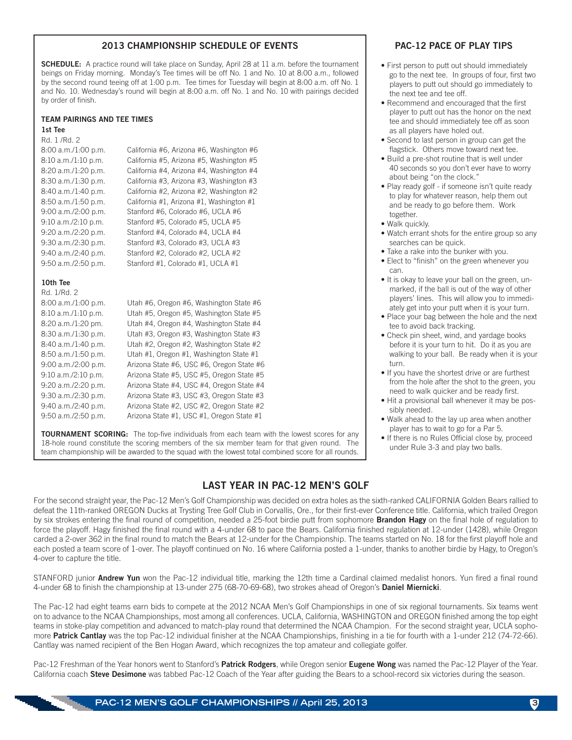## 2013 CHAMPIONSHIP SCHEDULE OF EVENTS

**SCHEDULE:** A practice round will take place on Sunday, April 28 at 11 a.m. before the tournament beings on Friday morning. Monday's Tee times will be off No. 1 and No. 10 at 8:00 a.m., followed by the second round teeing off at 1:00 p.m. Tee times for Tuesday will begin at 8:00 a.m. off No. 1 and No. 10. Wednesday's round will begin at 8:00 a.m. off No. 1 and No. 10 with pairings decided by order of finish.

### TEAM PAIRINGS AND TEE TIMES

**1st Tee**

| Rd. 1 /Rd. 2 | |
|---|---|
| 8:00 a.m./1:00 p.m. | California #6, Arizona #6, Washington #6 |
| 8:10 a.m./1:10 p.m. | California #5, Arizona #5, Washington #5 |
| 8:20 a.m./1:20 p.m. | California #4, Arizona #4, Washington #4 |
| 8:30 a.m./1:30 p.m. | California #3, Arizona #3, Washington #3 |
| 8:40 a.m./1:40 p.m. | California #2, Arizona #2, Washington #2 |
| 8:50 a.m./1:50 p.m. | California #1, Arizona #1, Washington #1 |
| 9:00 a.m./2:00 p.m. | Stanford #6, Colorado #6, UCLA #6 |
| 9:10 a.m./2:10 p.m. | Stanford #5, Colorado #5, UCLA #5 |
| 9:20 a.m./2:20 p.m. | Stanford #4, Colorado #4, UCLA #4 |
| 9:30 a.m./2:30 p.m. | Stanford #3, Colorado #3, UCLA #3 |
| 9:40 a.m./2:40 p.m. | Stanford #2, Colorado #2, UCLA #2 |
| 9:50 a.m./2:50 p.m. | Stanford #1, Colorado #1, UCLA #1 |

**10th Tee**

| Rd. 1/Rd. 2 | |
|---|---|
| 8:00 a.m./1:00 p.m. | Utah #6, Oregon #6, Washington State #6 |
| 8:10 a.m./1:10 p.m. | Utah #5, Oregon #5, Washington State #5 |
| 8:20 a.m./1:20 pm. | Utah #4, Oregon #4, Washington State #4 |
| 8:30 a.m./1:30 p.m. | Utah #3, Oregon #3, Washington State #3 |
| 8:40 a.m./1:40 p.m. | Utah #2, Oregon #2, Washington State #2 |
| 8:50 a.m./1:50 p.m. | Utah #1, Oregon #1, Washington State #1 |
| 9:00 a.m./2:00 p.m. | Arizona State #6, USC #6, Oregon State #6 |
| 9:10 a.m./2:10 p.m. | Arizona State #5, USC #5, Oregon State #5 |
| 9:20 a.m./2:20 p.m. | Arizona State #4, USC #4, Oregon State #4 |
| 9:30 a.m./2:30 p.m. | Arizona State #3, USC #3, Oregon State #3 |
| 9:40 a.m./2:40 p.m. | Arizona State #2, USC #2, Oregon State #2 |
| 9:50 a.m./2:50 p.m. | Arizona State #1, USC #1, Oregon State #1 |

**TOURNAMENT SCORING:** The top-five individuals from each team with the lowest scores for any 18-hole round constitute the scoring members of the six member team for that given round. The team championship will be awarded to the squad with the lowest total combined score for all rounds.

## PAC-12 PACE OF PLAY TIPS

- First person to putt out should immediately go to the next tee. In groups of four, first two players to putt out should go immediately to the next tee and tee off.
- Recommend and encouraged that the first player to putt out has the honor on the next tee and should immediately tee off as soon as all players have holed out.
- Second to last person in group can get the flagstick. Others move toward next tee.
- Build a pre-shot routine that is well under 40 seconds so you don't ever have to worry about being "on the clock."
- Play ready golf - if someone isn't quite ready to play for whatever reason, help them out and be ready to go before them. Work together.
- Walk quickly.
- Watch errant shots for the entire group so any searches can be quick.
- Take a rake into the bunker with you.
- Elect to "finish" on the green whenever you can.
- It is okay to leave your ball on the green, unmarked, if the ball is out of the way of other players' lines. This will allow you to immediately get into your putt when it is your turn.
- Place your bag between the hole and the next tee to avoid back tracking.
- Check pin sheet, wind, and yardage books before it is your turn to hit. Do it as you are walking to your ball. Be ready when it is your turn.
- If you have the shortest drive or are furthest from the hole after the shot to the green, you need to walk quicker and be ready first.
- Hit a provisional ball whenever it may be possibly needed.
- Walk ahead to the lay up area when another player has to wait to go for a Par 5.
- If there is no Rules Official close by, proceed under Rule 3-3 and play two balls.

## LAST YEAR IN PAC-12 MEN'S GOLF

For the second straight year, the Pac-12 Men's Golf Championship was decided on extra holes as the sixth-ranked CALIFORNIA Golden Bears rallied to defeat the 11th-ranked OREGON Ducks at Trysting Tree Golf Club in Corvallis, Ore., for their first-ever Conference title. California, which trailed Oregon by six strokes entering the final round of competition, needed a 25-foot birdie putt from sophomore **Brandon Hagy** on the final hole of regulation to force the playoff. Hagy finished the final round with a 4-under 68 to pace the Bears. California finished regulation at 12-under (1428), while Oregon carded a 2-over 362 in the final round to match the Bears at 12-under for the Championship. The teams started on No. 18 for the first playoff hole and each posted a team score of 1-over. The playoff continued on No. 16 where California posted a 1-under, thanks to another birdie by Hagy, to Oregon's 4-over to capture the title.

STANFORD junior **Andrew Yun** won the Pac-12 individual title, marking the 12th time a Cardinal claimed medalist honors. Yun fired a final round 4-under 68 to finish the championship at 13-under 275 (68-70-69-68), two strokes ahead of Oregon's **Daniel Miernicki**.

The Pac-12 had eight teams earn bids to compete at the 2012 NCAA Men's Golf Championships in one of six regional tournaments. Six teams went on to advance to the NCAA Championships, most among all conferences. UCLA, California, WASHINGTON and OREGON finished among the top eight teams in stoke-play competition and advanced to match-play round that determined the NCAA Champion. For the second straight year, UCLA sophomore **Patrick Cantlay** was the top Pac-12 individual finisher at the NCAA Championships, finishing in a tie for fourth with a 1-under 212 (74-72-66). Cantlay was named recipient of the Ben Hogan Award, which recognizes the top amateur and collegiate golfer.

Pac-12 Freshman of the Year honors went to Stanford's **Patrick Rodgers**, while Oregon senior **Eugene Wong** was named the Pac-12 Player of the Year. California coach **Steve Desimone** was tabbed Pac-12 Coach of the Year after guiding the Bears to a school-record six victories during the season.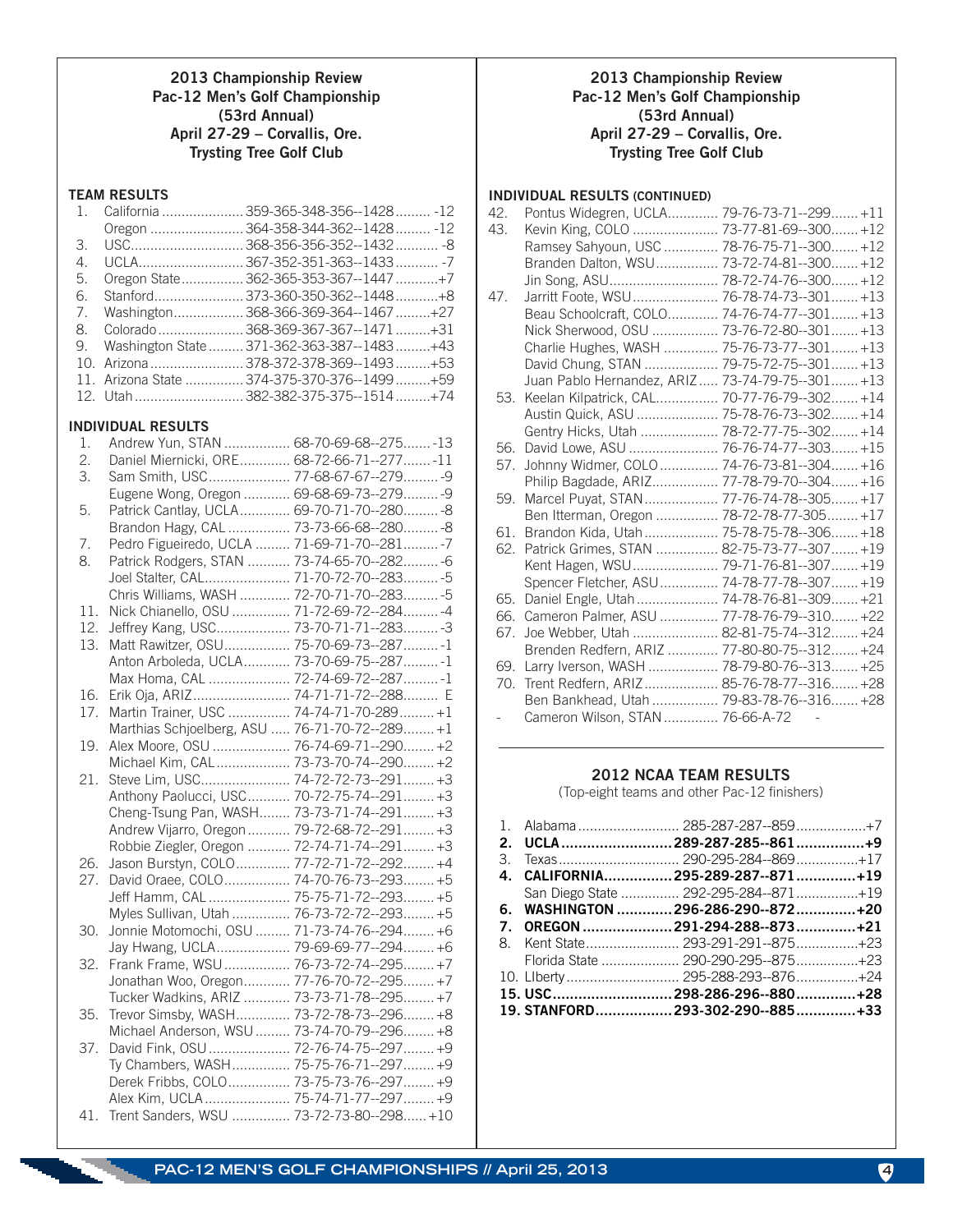### 2013 Championship Review
### Pac-12 Men's Golf Championship
### (53rd Annual)
### April 27-29 – Corvallis, Ore.
### Trysting Tree Golf Club

**TEAM RESULTS**

| Pos. | Team | Scores | Par |
|---|---|---|---|
| 1. | California | 359-365-348-356--1428 | -12 |
| | Oregon | 364-358-344-362--1428 | -12 |
| 3. | USC | 368-356-356-352--1432 | -8 |
| 4. | UCLA | 367-352-351-363--1433 | -7 |
| 5. | Oregon State | 362-365-353-367--1447 | +7 |
| 6. | Stanford | 373-360-350-362--1448 | +8 |
| 7. | Washington | 368-366-369-364--1467 | +27 |
| 8. | Colorado | 368-369-367-367--1471 | +31 |
| 9. | Washington State | 371-362-363-387--1483 | +43 |
| 10. | Arizona | 378-372-378-369--1493 | +53 |
| 11. | Arizona State | 374-375-370-376--1499 | +59 |
| 12. | Utah | 382-382-375-375--1514 | +74 |

**INDIVIDUAL RESULTS**

| Pos. | Player | Scores | Par |
|---|---|---|---|
| 1. | Andrew Yun, STAN | 68-70-69-68--275 | -13 |
| 2. | Daniel Miernicki, ORE | 68-72-66-71--277 | -11 |
| 3. | Sam Smith, USC | 77-68-67-67--279 | -9 |
| | Eugene Wong, Oregon | 69-68-69-73--279 | -9 |
| 5. | Patrick Cantlay, UCLA | 69-70-71-70--280 | -8 |
| | Brandon Hagy, CAL | 73-73-66-68--280 | -8 |
| 7. | Pedro Figueiredo, UCLA | 71-69-71-70--281 | -7 |
| 8. | Patrick Rodgers, STAN | 73-74-65-70--282 | -6 |
| | Joel Stalter, CAL | 71-70-72-70--283 | -5 |
| | Chris Williams, WASH | 72-70-71-70--283 | -5 |
| 11. | Nick Chianello, OSU | 71-72-69-72--284 | -4 |
| 12. | Jeffrey Kang, USC | 73-70-71-71--283 | -3 |
| 13. | Matt Rawitzer, OSU | 75-70-69-73--287 | -1 |
| | Anton Arboleda, UCLA | 73-70-69-75--287 | -1 |
| | Max Homa, CAL | 72-74-69-72--287 | -1 |
| 16. | Erik Oja, ARIZ | 74-71-71-72--288 | E |
| 17. | Martin Trainer, USC | 74-74-71-70-289 | +1 |
| | Marthias Schjoelberg, ASU | 76-71-70-72--289 | +1 |
| 19. | Alex Moore, OSU | 76-74-69-71--290 | +2 |
| | Michael Kim, CAL | 73-73-70-74--290 | +2 |
| 21. | Steve Lim, USC | 74-72-72-73--291 | +3 |
| | Anthony Paolucci, USC | 70-72-75-74--291 | +3 |
| | Cheng-Tsung Pan, WASH | 73-73-71-74--291 | +3 |
| | Andrew Vijarro, Oregon | 79-72-68-72--291 | +3 |
| | Robbie Ziegler, Oregon | 72-74-71-74--291 | +3 |
| 26. | Jason Burstyn, COLO | 77-72-71-72--292 | +4 |
| 27. | David Oraee, COLO | 74-70-76-73--293 | +5 |
| | Jeff Hamm, CAL | 75-75-71-72--293 | +5 |
| | Myles Sullivan, Utah | 76-73-72-72--293 | +5 |
| 30. | Jonnie Motomochi, OSU | 71-73-74-76--294 | +6 |
| | Jay Hwang, UCLA | 79-69-69-77--294 | +6 |
| 32. | Frank Frame, WSU | 76-73-72-74--295 | +7 |
| | Jonathan Woo, Oregon | 77-76-70-72--295 | +7 |
| | Tucker Wadkins, ARIZ | 73-73-71-78--295 | +7 |
| 35. | Trevor Simsby, WASH | 73-72-78-73--296 | +8 |
| | Michael Anderson, WSU | 73-74-70-79--296 | +8 |
| 37. | David Fink, OSU | 72-76-74-75--297 | +9 |
| | Ty Chambers, WASH | 75-75-76-71--297 | +9 |
| | Derek Fribbs, COLO | 73-75-73-76--297 | +9 |
| | Alex Kim, UCLA | 75-74-71-77--297 | +9 |
| 41. | Trent Sanders, WSU | 73-72-73-80--298 | +10 |

**INDIVIDUAL RESULTS (CONTINUED)**

| Pos. | Player | Scores | Par |
|---|---|---|---|
| 42. | Pontus Widegren, UCLA | 79-76-73-71--299 | +11 |
| 43. | Kevin King, COLO | 73-77-81-69--300 | +12 |
| | Ramsey Sahyoun, USC | 78-76-75-71--300 | +12 |
| | Branden Dalton, WSU | 73-72-74-81--300 | +12 |
| | Jin Song, ASU | 78-72-74-76--300 | +12 |
| 47. | Jarritt Foote, WSU | 76-78-74-73--301 | +13 |
| | Beau Schoolcraft, COLO | 74-76-74-77--301 | +13 |
| | Nick Sherwood, OSU | 73-76-72-80--301 | +13 |
| | Charlie Hughes, WASH | 75-76-73-77--301 | +13 |
| | David Chung, STAN | 79-75-72-75--301 | +13 |
| | Juan Pablo Hernandez, ARIZ | 73-74-79-75--301 | +13 |
| 53. | Keelan Kilpatrick, CAL | 70-77-76-79--302 | +14 |
| | Austin Quick, ASU | 75-78-76-73--302 | +14 |
| | Gentry Hicks, Utah | 78-72-77-75--302 | +14 |
| 56. | David Lowe, ASU | 76-76-74-77--303 | +15 |
| 57. | Johnny Widmer, COLO | 74-76-73-81--304 | +16 |
| | Philip Bagdade, ARIZ | 77-78-79-70--304 | +16 |
| 59. | Marcel Puyat, STAN | 77-76-74-78--305 | +17 |
| | Ben Itterman, Oregon | 78-72-78-77-305 | +17 |
| 61. | Brandon Kida, Utah | 75-78-75-78--306 | +18 |
| 62. | Patrick Grimes, STAN | 82-75-73-77--307 | +19 |
| | Kent Hagen, WSU | 79-71-76-81--307 | +19 |
| | Spencer Fletcher, ASU | 74-78-77-78--307 | +19 |
| 65. | Daniel Engle, Utah | 74-78-76-81--309 | +21 |
| 66. | Cameron Palmer, ASU | 77-78-76-79--310 | +22 |
| 67. | Joe Webber, Utah | 82-81-75-74--312 | +24 |
| | Brenden Redfern, ARIZ | 77-80-80-75--312 | +24 |
| 69. | Larry Iverson, WASH | 78-79-80-76--313 | +25 |
| 70. | Trent Redfern, ARIZ | 85-76-78-77--316 | +28 |
| | Ben Bankhead, Utah | 79-83-78-76--316 | +28 |
| - | Cameron Wilson, STAN | 76-66-A-72 | - |

**2012 NCAA TEAM RESULTS**

(Top-eight teams and other Pac-12 finishers)

| Pos. | Team | Scores | Par |
|---|---|---|---|
| 1. | Alabama | 285-287-287--859 | +7 |
| **2.** | **UCLA** | **289-287-285--861** | **+9** |
| 3. | Texas | 290-295-284--869 | +17 |
| **4.** | **CALIFORNIA** | **295-289-287--871** | **+19** |
| | San Diego State | 292-295-284--871 | +19 |
| **6.** | **WASHINGTON** | **296-286-290--872** | **+20** |
| **7.** | **OREGON** | **291-294-288--873** | **+21** |
| 8. | Kent State | 293-291-291--875 | +23 |
| | Florida State | 290-290-295--875 | +23 |
| 10. | LIberty | 295-288-293--876 | +24 |
| **15.** | **USC** | **298-286-296--880** | **+28** |
| **19.** | **STANFORD** | **293-302-290--885** | **+33** |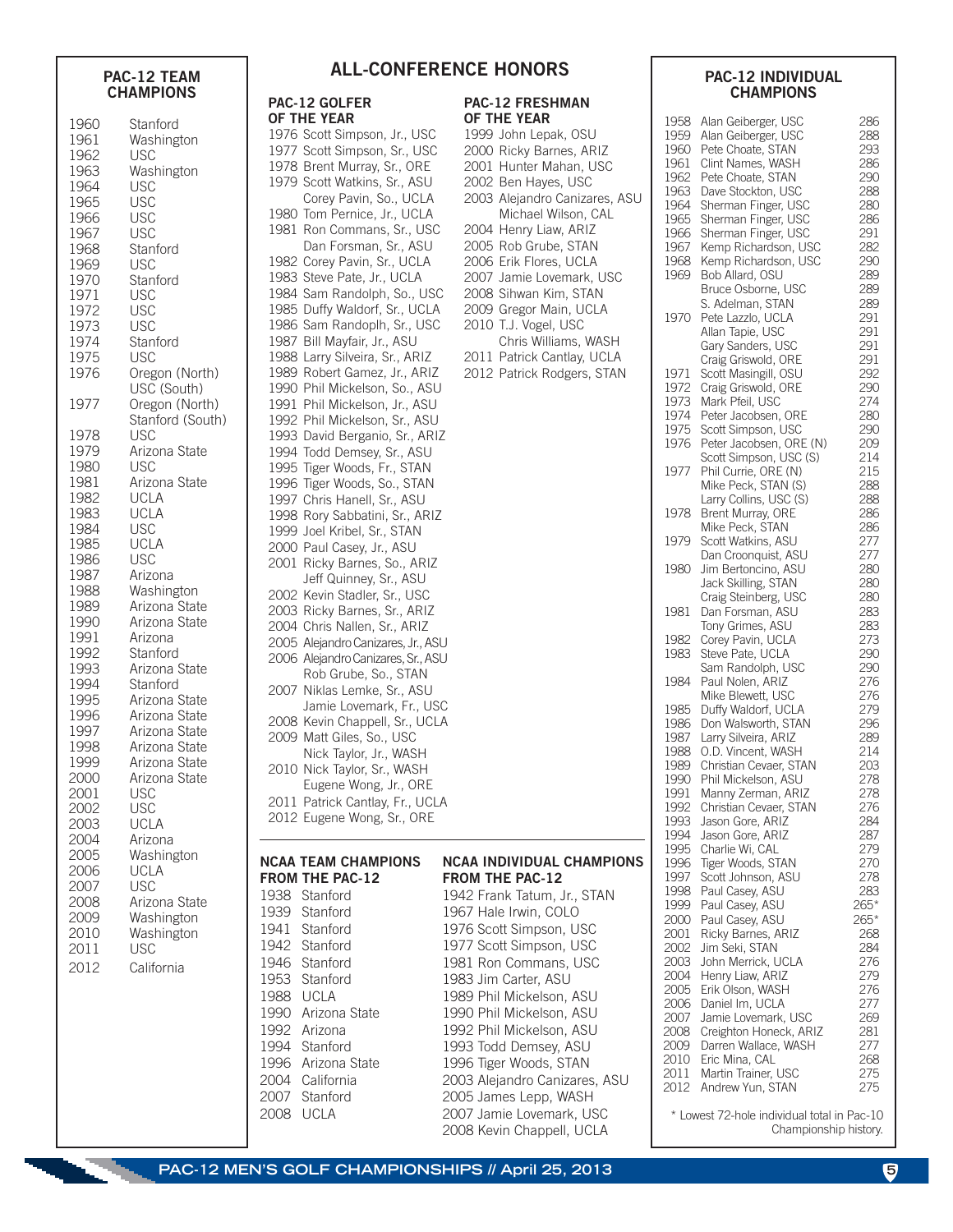## PAC-12 TEAM CHAMPIONS

| Year | Team |
|---|---|
| 1960 | Stanford |
| 1961 | Washington |
| 1962 | USC |
| 1963 | Washington |
| 1964 | USC |
| 1965 | USC |
| 1966 | USC |
| 1967 | USC |
| 1968 | Stanford |
| 1969 | USC |
| 1970 | Stanford |
| 1971 | USC |
| 1972 | USC |
| 1973 | USC |
| 1974 | Stanford |
| 1975 | USC |
| 1976 | Oregon (North) |
| | USC (South) |
| 1977 | Oregon (North) |
| | Stanford (South) |
| 1978 | USC |
| 1979 | Arizona State |
| 1980 | USC |
| 1981 | Arizona State |
| 1982 | UCLA |
| 1983 | UCLA |
| 1984 | USC |
| 1985 | UCLA |
| 1986 | USC |
| 1987 | Arizona |
| 1988 | Washington |
| 1989 | Arizona State |
| 1990 | Arizona State |
| 1991 | Arizona |
| 1992 | Stanford |
| 1993 | Arizona State |
| 1994 | Stanford |
| 1995 | Arizona State |
| 1996 | Arizona State |
| 1997 | Arizona State |
| 1998 | Arizona State |
| 1999 | Arizona State |
| 2000 | Arizona State |
| 2001 | USC |
| 2002 | USC |
| 2003 | UCLA |
| 2004 | Arizona |
| 2005 | Washington |
| 2006 | UCLA |
| 2007 | USC |
| 2008 | Arizona State |
| 2009 | Washington |
| 2010 | Washington |
| 2011 | USC |
| 2012 | California |

# ALL-CONFERENCE HONORS

### PAC-12 GOLFER OF THE YEAR

1976 Scott Simpson, Jr., USC
1977 Scott Simpson, Sr., USC
1978 Brent Murray, Sr., ORE
1979 Scott Watkins, Sr., ASU
Corey Pavin, So., UCLA
1980 Tom Pernice, Jr., UCLA
1981 Ron Commans, Sr., USC
Dan Forsman, Sr., ASU
1982 Corey Pavin, Sr., UCLA
1983 Steve Pate, Jr., UCLA
1984 Sam Randolph, So., USC
1985 Duffy Waldorf, Sr., UCLA
1986 Sam Randoplh, Sr., USC
1987 Bill Mayfair, Jr., ASU
1988 Larry Silveira, Sr., ARIZ
1989 Robert Gamez, Jr., ARIZ
1990 Phil Mickelson, So., ASU
1991 Phil Mickelson, Jr., ASU
1992 Phil Mickelson, Sr., ASU
1993 David Berganio, Sr., ARIZ
1994 Todd Demsey, Sr., ASU
1995 Tiger Woods, Fr., STAN
1996 Tiger Woods, So., STAN
1997 Chris Hanell, Sr., ASU
1998 Rory Sabbatini, Sr., ARIZ
1999 Joel Kribel, Sr., STAN
2000 Paul Casey, Jr., ASU
2001 Ricky Barnes, So., ARIZ
Jeff Quinney, Sr., ASU
2002 Kevin Stadler, Sr., USC
2003 Ricky Barnes, Sr., ARIZ
2004 Chris Nallen, Sr., ARIZ
2005 Alejandro Canizares, Jr., ASU
2006 Alejandro Canizares, Sr., ASU
Rob Grube, So., STAN
2007 Niklas Lemke, Sr., ASU
Jamie Lovemark, Fr., USC
2008 Kevin Chappell, Sr., UCLA
2009 Matt Giles, So., USC
Nick Taylor, Jr., WASH
2010 Nick Taylor, Sr., WASH
Eugene Wong, Jr., ORE
2011 Patrick Cantlay, Fr., UCLA
2012 Eugene Wong, Sr., ORE

### PAC-12 FRESHMAN OF THE YEAR

1999 John Lepak, OSU
2000 Ricky Barnes, ARIZ
2001 Hunter Mahan, USC
2002 Ben Hayes, USC
2003 Alejandro Canizares, ASU
Michael Wilson, CAL
2004 Henry Liaw, ARIZ
2005 Rob Grube, STAN
2006 Erik Flores, UCLA
2007 Jamie Lovemark, USC
2008 Sihwan Kim, STAN
2009 Gregor Main, UCLA
2010 T.J. Vogel, USC
Chris Williams, WASH
2011 Patrick Cantlay, UCLA
2012 Patrick Rodgers, STAN

### NCAA TEAM CHAMPIONS FROM THE PAC-12

1938 Stanford
1939 Stanford
1941 Stanford
1942 Stanford
1946 Stanford
1953 Stanford
1988 UCLA
1990 Arizona State
1992 Arizona
1994 Stanford
1996 Arizona State
2004 California
2007 Stanford
2008 UCLA

### NCAA INDIVIDUAL CHAMPIONS FROM THE PAC-12

1942 Frank Tatum, Jr., STAN
1967 Hale Irwin, COLO
1976 Scott Simpson, USC
1977 Scott Simpson, USC
1981 Ron Commans, USC
1983 Jim Carter, ASU
1989 Phil Mickelson, ASU
1990 Phil Mickelson, ASU
1992 Phil Mickelson, ASU
1993 Todd Demsey, ASU
1996 Tiger Woods, STAN
2003 Alejandro Canizares, ASU
2005 James Lepp, WASH
2007 Jamie Lovemark, USC
2008 Kevin Chappell, UCLA

## PAC-12 INDIVIDUAL CHAMPIONS

| Year | Champion | Score |
|---|---|---|
| 1958 | Alan Geiberger, USC | 286 |
| 1959 | Alan Geiberger, USC | 288 |
| 1960 | Pete Choate, STAN | 293 |
| 1961 | Clint Names, WASH | 286 |
| 1962 | Pete Choate, STAN | 290 |
| 1963 | Dave Stockton, USC | 288 |
| 1964 | Sherman Finger, USC | 280 |
| 1965 | Sherman Finger, USC | 286 |
| 1966 | Sherman Finger, USC | 291 |
| 1967 | Kemp Richardson, USC | 282 |
| 1968 | Kemp Richardson, USC | 290 |
| 1969 | Bob Allard, OSU | 289 |
| | Bruce Osborne, USC | 289 |
| | S. Adelman, STAN | 289 |
| 1970 | Pete Lazzlo, UCLA | 291 |
| | Allan Tapie, USC | 291 |
| | Gary Sanders, USC | 291 |
| | Craig Griswold, ORE | 291 |
| 1971 | Scott Masingill, OSU | 292 |
| 1972 | Craig Griswold, ORE | 290 |
| 1973 | Mark Pfeil, USC | 274 |
| 1974 | Peter Jacobsen, ORE | 280 |
| 1975 | Scott Simpson, USC | 290 |
| 1976 | Peter Jacobsen, ORE (N) | 209 |
| | Scott Simpson, USC (S) | 214 |
| 1977 | Phil Currie, ORE (N) | 215 |
| | Mike Peck, STAN (S) | 288 |
| | Larry Collins, USC (S) | 288 |
| 1978 | Brent Murray, ORE | 286 |
| | Mike Peck, STAN | 286 |
| 1979 | Scott Watkins, ASU | 277 |
| | Dan Croonquist, ASU | 277 |
| 1980 | Jim Bertoncino, ASU | 280 |
| | Jack Skilling, STAN | 280 |
| | Craig Steinberg, USC | 280 |
| 1981 | Dan Forsman, ASU | 283 |
| | Tony Grimes, ASU | 283 |
| 1982 | Corey Pavin, UCLA | 273 |
| 1983 | Steve Pate, UCLA | 290 |
| | Sam Randolph, USC | 290 |
| 1984 | Paul Nolen, ARIZ | 276 |
| | Mike Blewett, USC | 276 |
| 1985 | Duffy Waldorf, UCLA | 279 |
| 1986 | Don Walsworth, STAN | 296 |
| 1987 | Larry Silveira, ARIZ | 289 |
| 1988 | O.D. Vincent, WASH | 214 |
| 1989 | Christian Cevaer, STAN | 203 |
| 1990 | Phil Mickelson, ASU | 278 |
| 1991 | Manny Zerman, ARIZ | 278 |
| 1992 | Christian Cevaer, STAN | 276 |
| 1993 | Jason Gore, ARIZ | 284 |
| 1994 | Jason Gore, ARIZ | 287 |
| 1995 | Charlie Wi, CAL | 279 |
| 1996 | Tiger Woods, STAN | 270 |
| 1997 | Scott Johnson, ASU | 278 |
| 1998 | Paul Casey, ASU | 283 |
| 1999 | Paul Casey, ASU | 265* |
| 2000 | Paul Casey, ASU | 265* |
| 2001 | Ricky Barnes, ARIZ | 268 |
| 2002 | Jim Seki, STAN | 284 |
| 2003 | John Merrick, UCLA | 276 |
| 2004 | Henry Liaw, ARIZ | 279 |
| 2005 | Erik Olson, WASH | 276 |
| 2006 | Daniel Im, UCLA | 277 |
| 2007 | Jamie Lovemark, USC | 269 |
| 2008 | Creighton Honeck, ARIZ | 281 |
| 2009 | Darren Wallace, WASH | 277 |
| 2010 | Eric Mina, CAL | 268 |
| 2011 | Martin Trainer, USC | 275 |
| 2012 | Andrew Yun, STAN | 275 |

\* Lowest 72-hole individual total in Pac-10 Championship history.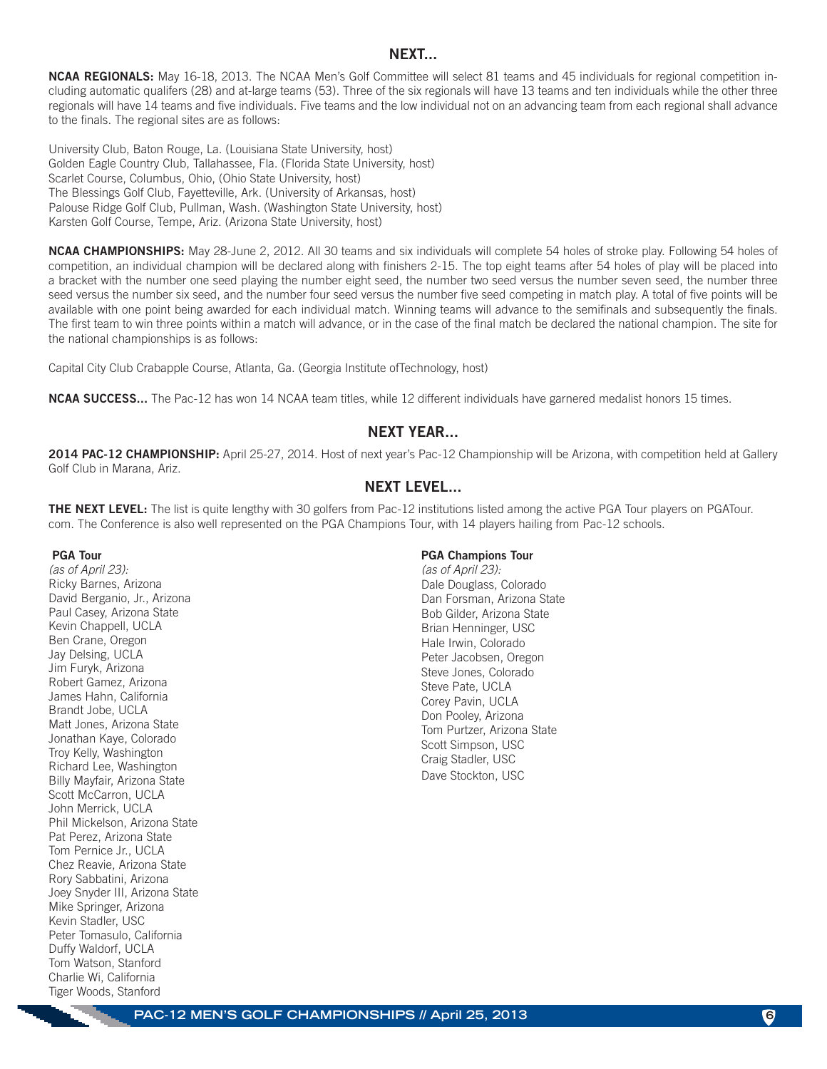## NEXT...

**NCAA REGIONALS:** May 16-18, 2013. The NCAA Men's Golf Committee will select 81 teams and 45 individuals for regional competition including automatic qualifers (28) and at-large teams (53). Three of the six regionals will have 13 teams and ten individuals while the other three regionals will have 14 teams and five individuals. Five teams and the low individual not on an advancing team from each regional shall advance to the finals. The regional sites are as follows:

University Club, Baton Rouge, La. (Louisiana State University, host)
Golden Eagle Country Club, Tallahassee, Fla. (Florida State University, host)
Scarlet Course, Columbus, Ohio, (Ohio State University, host)
The Blessings Golf Club, Fayetteville, Ark. (University of Arkansas, host)
Palouse Ridge Golf Club, Pullman, Wash. (Washington State University, host)
Karsten Golf Course, Tempe, Ariz. (Arizona State University, host)

**NCAA CHAMPIONSHIPS:** May 28-June 2, 2012. All 30 teams and six individuals will complete 54 holes of stroke play. Following 54 holes of competition, an individual champion will be declared along with finishers 2-15. The top eight teams after 54 holes of play will be placed into a bracket with the number one seed playing the number eight seed, the number two seed versus the number seven seed, the number three seed versus the number six seed, and the number four seed versus the number five seed competing in match play. A total of five points will be available with one point being awarded for each individual match. Winning teams will advance to the semifinals and subsequently the finals. The first team to win three points within a match will advance, or in the case of the final match be declared the national champion. The site for the national championships is as follows:

Capital City Club Crabapple Course, Atlanta, Ga. (Georgia Institute ofTechnology, host)

**NCAA SUCCESS...** The Pac-12 has won 14 NCAA team titles, while 12 different individuals have garnered medalist honors 15 times.

## NEXT YEAR...

**2014 PAC-12 CHAMPIONSHIP:** April 25-27, 2014. Host of next year's Pac-12 Championship will be Arizona, with competition held at Gallery Golf Club in Marana, Ariz.

## NEXT LEVEL...

**THE NEXT LEVEL:** The list is quite lengthy with 30 golfers from Pac-12 institutions listed among the active PGA Tour players on PGATour.com. The Conference is also well represented on the PGA Champions Tour, with 14 players hailing from Pac-12 schools.

**PGA Tour**
*(as of April 23):*
Ricky Barnes, Arizona
David Berganio, Jr., Arizona
Paul Casey, Arizona State
Kevin Chappell, UCLA
Ben Crane, Oregon
Jay Delsing, UCLA
Jim Furyk, Arizona
Robert Gamez, Arizona
James Hahn, California
Brandt Jobe, UCLA
Matt Jones, Arizona State
Jonathan Kaye, Colorado
Troy Kelly, Washington
Richard Lee, Washington
Billy Mayfair, Arizona State
Scott McCarron, UCLA
John Merrick, UCLA
Phil Mickelson, Arizona State
Pat Perez, Arizona State
Tom Pernice Jr., UCLA
Chez Reavie, Arizona State
Rory Sabbatini, Arizona
Joey Snyder III, Arizona State
Mike Springer, Arizona
Kevin Stadler, USC
Peter Tomasulo, California
Duffy Waldorf, UCLA
Tom Watson, Stanford
Charlie Wi, California
Tiger Woods, Stanford

**PGA Champions Tour**
*(as of April 23):*
Dale Douglass, Colorado
Dan Forsman, Arizona State
Bob Gilder, Arizona State
Brian Henninger, USC
Hale Irwin, Colorado
Peter Jacobsen, Oregon
Steve Jones, Colorado
Steve Pate, UCLA
Corey Pavin, UCLA
Don Pooley, Arizona
Tom Purtzer, Arizona State
Scott Simpson, USC
Craig Stadler, USC
Dave Stockton, USC